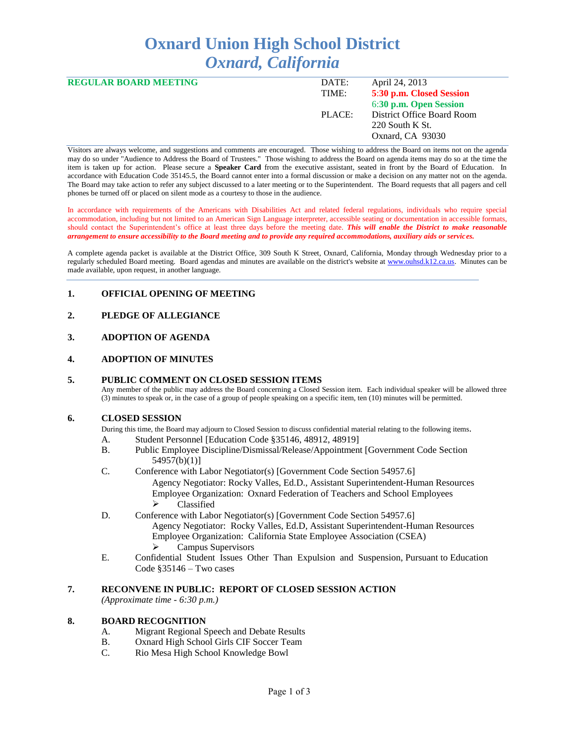# Oxnard Union High School District
## *Oxnard, California*

| **REGULAR BOARD MEETING** | DATE: | April 24, 2013 |
|---|---|---|
| | TIME: | **5:30 p.m. Closed Session** |
| | | **6:30 p.m. Open Session** |
| | PLACE: | District Office Board Room |
| | | 220 South K St. |
| | | Oxnard, CA 93030 |

Visitors are always welcome, and suggestions and comments are encouraged. Those wishing to address the Board on items not on the agenda may do so under "Audience to Address the Board of Trustees." Those wishing to address the Board on agenda items may do so at the time the item is taken up for action. Please secure a **Speaker Card** from the executive assistant, seated in front by the Board of Education. In accordance with Education Code 35145.5, the Board cannot enter into a formal discussion or make a decision on any matter not on the agenda. The Board may take action to refer any subject discussed to a later meeting or to the Superintendent. The Board requests that all pagers and cell phones be turned off or placed on silent mode as a courtesy to those in the audience.

In accordance with requirements of the Americans with Disabilities Act and related federal regulations, individuals who require special accommodation, including but not limited to an American Sign Language interpreter, accessible seating or documentation in accessible formats, should contact the Superintendent's office at least three days before the meeting date. ***This will enable the District to make reasonable arrangement to ensure accessibility to the Board meeting and to provide any required accommodations, auxiliary aids or services.***

A complete agenda packet is available at the District Office, 309 South K Street, Oxnard, California, Monday through Wednesday prior to a regularly scheduled Board meeting. Board agendas and minutes are available on the district's website at www.ouhsd.k12.ca.us. Minutes can be made available, upon request, in another language.

### 1. OFFICIAL OPENING OF MEETING

### 2. PLEDGE OF ALLEGIANCE

### 3. ADOPTION OF AGENDA

### 4. ADOPTION OF MINUTES

### 5. PUBLIC COMMENT ON CLOSED SESSION ITEMS

Any member of the public may address the Board concerning a Closed Session item. Each individual speaker will be allowed three (3) minutes to speak or, in the case of a group of people speaking on a specific item, ten (10) minutes will be permitted.

### 6. CLOSED SESSION

During this time, the Board may adjourn to Closed Session to discuss confidential material relating to the following items.

A. Student Personnel [Education Code §35146, 48912, 48919]

B. Public Employee Discipline/Dismissal/Release/Appointment [Government Code Section 54957(b)(1)]

C. Conference with Labor Negotiator(s) [Government Code Section 54957.6]
   Agency Negotiator: Rocky Valles, Ed.D., Assistant Superintendent-Human Resources
   Employee Organization: Oxnard Federation of Teachers and School Employees
   - Classified

D. Conference with Labor Negotiator(s) [Government Code Section 54957.6]
   Agency Negotiator: Rocky Valles, Ed.D, Assistant Superintendent-Human Resources
   Employee Organization: California State Employee Association (CSEA)
   - Campus Supervisors

E. Confidential Student Issues Other Than Expulsion and Suspension, Pursuant to Education Code §35146 – Two cases

### 7. RECONVENE IN PUBLIC: REPORT OF CLOSED SESSION ACTION

*(Approximate time - 6:30 p.m.)*

### 8. BOARD RECOGNITION

A. Migrant Regional Speech and Debate Results

B. Oxnard High School Girls CIF Soccer Team

C. Rio Mesa High School Knowledge Bowl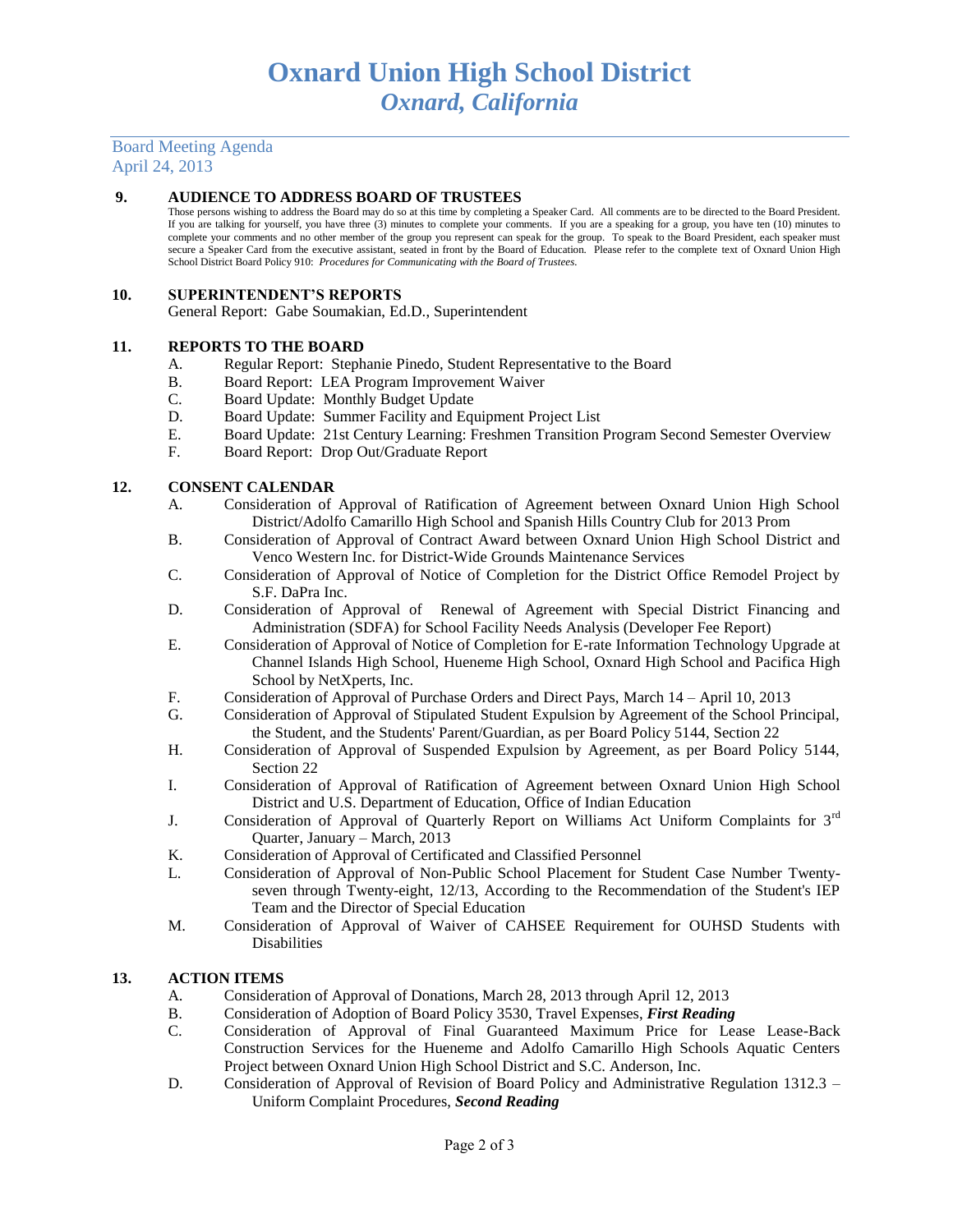# Oxnard Union High School District
## *Oxnard, California*

Board Meeting Agenda
April 24, 2013

**9. AUDIENCE TO ADDRESS BOARD OF TRUSTEES**

Those persons wishing to address the Board may do so at this time by completing a Speaker Card. All comments are to be directed to the Board President. If you are talking for yourself, you have three (3) minutes to complete your comments. If you are a speaking for a group, you have ten (10) minutes to complete your comments and no other member of the group you represent can speak for the group. To speak to the Board President, each speaker must secure a Speaker Card from the executive assistant, seated in front by the Board of Education. Please refer to the complete text of Oxnard Union High School District Board Policy 910: *Procedures for Communicating with the Board of Trustees.*

**10. SUPERINTENDENT'S REPORTS**

General Report: Gabe Soumakian, Ed.D., Superintendent

**11. REPORTS TO THE BOARD**

A. Regular Report: Stephanie Pinedo, Student Representative to the Board
B. Board Report: LEA Program Improvement Waiver
C. Board Update: Monthly Budget Update
D. Board Update: Summer Facility and Equipment Project List
E. Board Update: 21st Century Learning: Freshmen Transition Program Second Semester Overview
F. Board Report: Drop Out/Graduate Report

**12. CONSENT CALENDAR**

A. Consideration of Approval of Ratification of Agreement between Oxnard Union High School District/Adolfo Camarillo High School and Spanish Hills Country Club for 2013 Prom
B. Consideration of Approval of Contract Award between Oxnard Union High School District and Venco Western Inc. for District-Wide Grounds Maintenance Services
C. Consideration of Approval of Notice of Completion for the District Office Remodel Project by S.F. DaPra Inc.
D. Consideration of Approval of Renewal of Agreement with Special District Financing and Administration (SDFA) for School Facility Needs Analysis (Developer Fee Report)
E. Consideration of Approval of Notice of Completion for E-rate Information Technology Upgrade at Channel Islands High School, Hueneme High School, Oxnard High School and Pacifica High School by NetXperts, Inc.
F. Consideration of Approval of Purchase Orders and Direct Pays, March 14 – April 10, 2013
G. Consideration of Approval of Stipulated Student Expulsion by Agreement of the School Principal, the Student, and the Students' Parent/Guardian, as per Board Policy 5144, Section 22
H. Consideration of Approval of Suspended Expulsion by Agreement, as per Board Policy 5144, Section 22
I. Consideration of Approval of Ratification of Agreement between Oxnard Union High School District and U.S. Department of Education, Office of Indian Education
J. Consideration of Approval of Quarterly Report on Williams Act Uniform Complaints for 3rd Quarter, January – March, 2013
K. Consideration of Approval of Certificated and Classified Personnel
L. Consideration of Approval of Non-Public School Placement for Student Case Number Twenty-seven through Twenty-eight, 12/13, According to the Recommendation of the Student's IEP Team and the Director of Special Education
M. Consideration of Approval of Waiver of CAHSEE Requirement for OUHSD Students with Disabilities

**13. ACTION ITEMS**

A. Consideration of Approval of Donations, March 28, 2013 through April 12, 2013
B. Consideration of Adoption of Board Policy 3530, Travel Expenses, ***First Reading***
C. Consideration of Approval of Final Guaranteed Maximum Price for Lease Lease-Back Construction Services for the Hueneme and Adolfo Camarillo High Schools Aquatic Centers Project between Oxnard Union High School District and S.C. Anderson, Inc.
D. Consideration of Approval of Revision of Board Policy and Administrative Regulation 1312.3 – Uniform Complaint Procedures, ***Second Reading***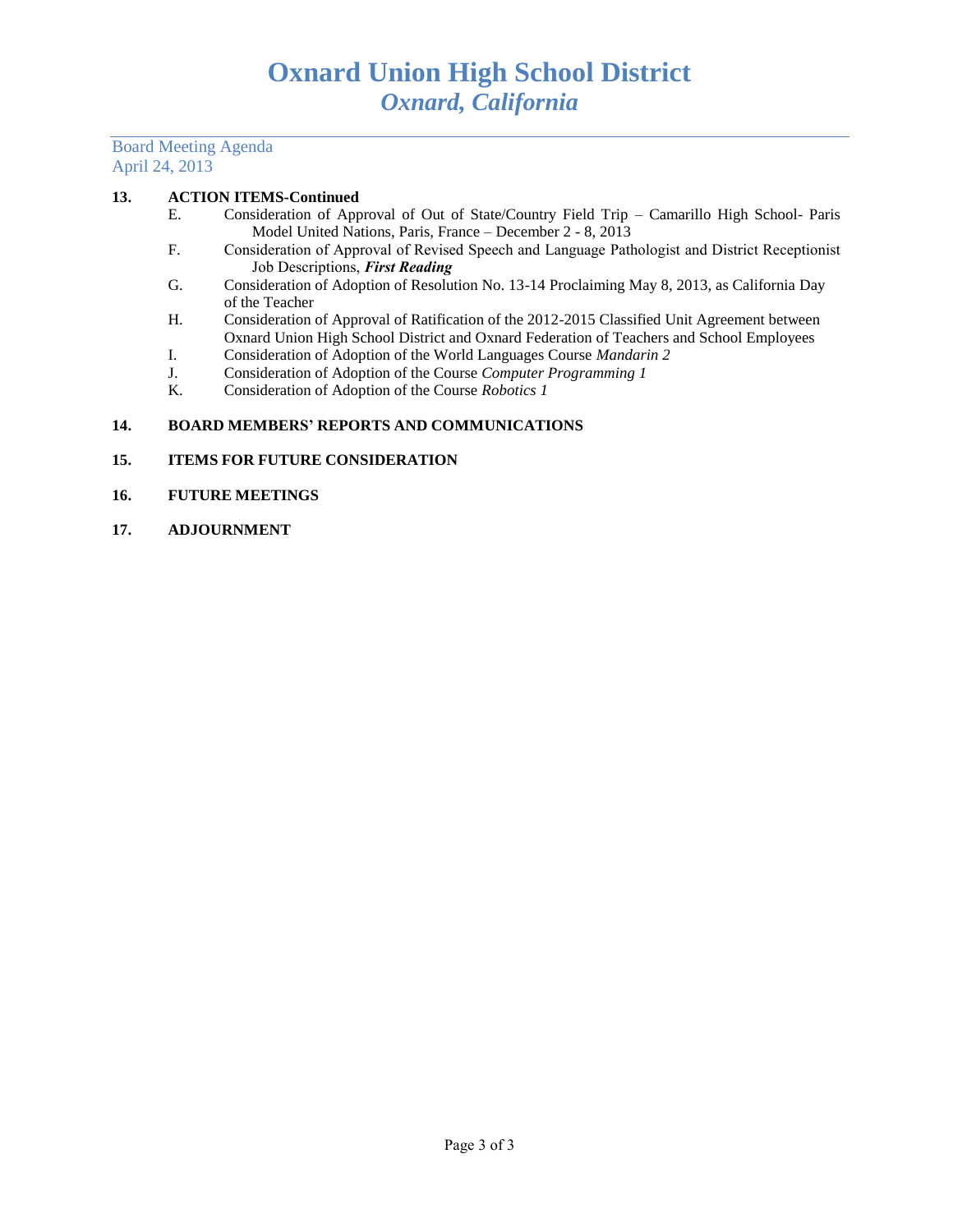# Oxnard Union High School District
## *Oxnard, California*

Board Meeting Agenda
April 24, 2013

**13. ACTION ITEMS-Continued**

E. Consideration of Approval of Out of State/Country Field Trip – Camarillo High School- Paris Model United Nations, Paris, France – December 2 - 8, 2013

F. Consideration of Approval of Revised Speech and Language Pathologist and District Receptionist Job Descriptions, ***First Reading***

G. Consideration of Adoption of Resolution No. 13-14 Proclaiming May 8, 2013, as California Day of the Teacher

H. Consideration of Approval of Ratification of the 2012-2015 Classified Unit Agreement between Oxnard Union High School District and Oxnard Federation of Teachers and School Employees

I. Consideration of Adoption of the World Languages Course *Mandarin 2*

J. Consideration of Adoption of the Course *Computer Programming 1*

K. Consideration of Adoption of the Course *Robotics 1*

**14. BOARD MEMBERS' REPORTS AND COMMUNICATIONS**

**15. ITEMS FOR FUTURE CONSIDERATION**

**16. FUTURE MEETINGS**

**17. ADJOURNMENT**